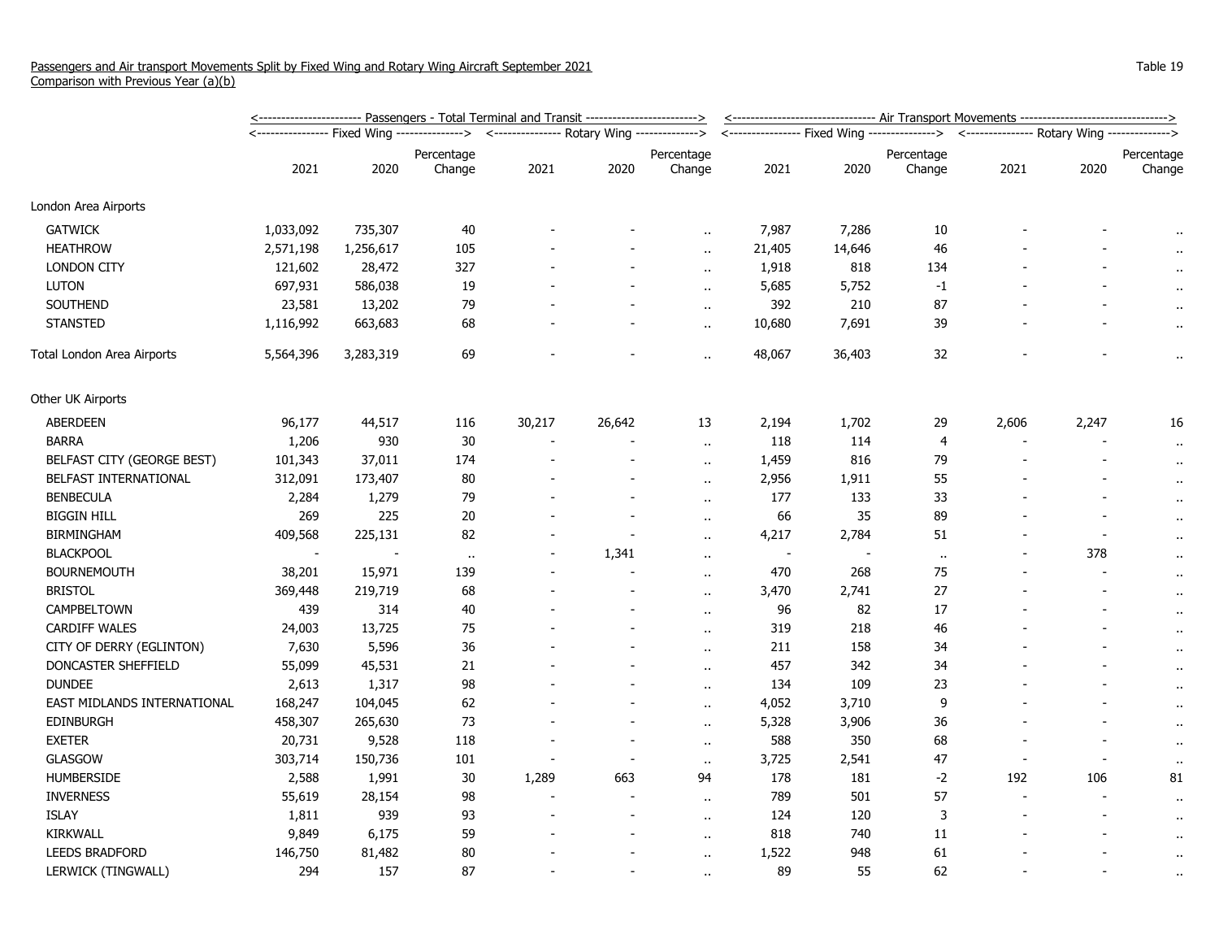Passengers and Air transport Movements Split by Fixed Wing and Rotary Wing Aircraft September 2021
Comparison with Previous Year (a)(b)

Table 19

| | Passengers - Total Terminal and Transit | | | | | | Air Transport Movements | | | | | |
|---|---|---|---|---|---|---|---|---|---|---|---|---|
| | Fixed Wing | | | Rotary Wing | | | Fixed Wing | | | Rotary Wing | | |
| | 2021 | 2020 | Percentage Change | 2021 | 2020 | Percentage Change | 2021 | 2020 | Percentage Change | 2021 | 2020 | Percentage Change |
| London Area Airports | | | | | | | | | | | | |
| GATWICK | 1,033,092 | 735,307 | 40 | - | - | .. | 7,987 | 7,286 | 10 | - | - | .. |
| HEATHROW | 2,571,198 | 1,256,617 | 105 | - | - | .. | 21,405 | 14,646 | 46 | - | - | .. |
| LONDON CITY | 121,602 | 28,472 | 327 | - | - | .. | 1,918 | 818 | 134 | - | - | .. |
| LUTON | 697,931 | 586,038 | 19 | - | - | .. | 5,685 | 5,752 | -1 | - | - | .. |
| SOUTHEND | 23,581 | 13,202 | 79 | - | - | .. | 392 | 210 | 87 | - | - | .. |
| STANSTED | 1,116,992 | 663,683 | 68 | - | - | .. | 10,680 | 7,691 | 39 | - | - | .. |
| Total London Area Airports | 5,564,396 | 3,283,319 | 69 | - | - | .. | 48,067 | 36,403 | 32 | - | - | .. |
| Other UK Airports | | | | | | | | | | | | |
| ABERDEEN | 96,177 | 44,517 | 116 | 30,217 | 26,642 | 13 | 2,194 | 1,702 | 29 | 2,606 | 2,247 | 16 |
| BARRA | 1,206 | 930 | 30 | - | - | .. | 118 | 114 | 4 | - | - | .. |
| BELFAST CITY (GEORGE BEST) | 101,343 | 37,011 | 174 | - | - | .. | 1,459 | 816 | 79 | - | - | .. |
| BELFAST INTERNATIONAL | 312,091 | 173,407 | 80 | - | - | .. | 2,956 | 1,911 | 55 | - | - | .. |
| BENBECULA | 2,284 | 1,279 | 79 | - | - | .. | 177 | 133 | 33 | - | - | .. |
| BIGGIN HILL | 269 | 225 | 20 | - | - | .. | 66 | 35 | 89 | - | - | .. |
| BIRMINGHAM | 409,568 | 225,131 | 82 | - | - | .. | 4,217 | 2,784 | 51 | - | - | .. |
| BLACKPOOL | - | - | .. | - | 1,341 | .. | - | - | .. | - | 378 | .. |
| BOURNEMOUTH | 38,201 | 15,971 | 139 | - | - | .. | 470 | 268 | 75 | - | - | .. |
| BRISTOL | 369,448 | 219,719 | 68 | - | - | .. | 3,470 | 2,741 | 27 | - | - | .. |
| CAMPBELTOWN | 439 | 314 | 40 | - | - | .. | 96 | 82 | 17 | - | - | .. |
| CARDIFF WALES | 24,003 | 13,725 | 75 | - | - | .. | 319 | 218 | 46 | - | - | .. |
| CITY OF DERRY (EGLINTON) | 7,630 | 5,596 | 36 | - | - | .. | 211 | 158 | 34 | - | - | .. |
| DONCASTER SHEFFIELD | 55,099 | 45,531 | 21 | - | - | .. | 457 | 342 | 34 | - | - | .. |
| DUNDEE | 2,613 | 1,317 | 98 | - | - | .. | 134 | 109 | 23 | - | - | .. |
| EAST MIDLANDS INTERNATIONAL | 168,247 | 104,045 | 62 | - | - | .. | 4,052 | 3,710 | 9 | - | - | .. |
| EDINBURGH | 458,307 | 265,630 | 73 | - | - | .. | 5,328 | 3,906 | 36 | - | - | .. |
| EXETER | 20,731 | 9,528 | 118 | - | - | .. | 588 | 350 | 68 | - | - | .. |
| GLASGOW | 303,714 | 150,736 | 101 | - | - | .. | 3,725 | 2,541 | 47 | - | - | .. |
| HUMBERSIDE | 2,588 | 1,991 | 30 | 1,289 | 663 | 94 | 178 | 181 | -2 | 192 | 106 | 81 |
| INVERNESS | 55,619 | 28,154 | 98 | - | - | .. | 789 | 501 | 57 | - | - | .. |
| ISLAY | 1,811 | 939 | 93 | - | - | .. | 124 | 120 | 3 | - | - | .. |
| KIRKWALL | 9,849 | 6,175 | 59 | - | - | .. | 818 | 740 | 11 | - | - | .. |
| LEEDS BRADFORD | 146,750 | 81,482 | 80 | - | - | .. | 1,522 | 948 | 61 | - | - | .. |
| LERWICK (TINGWALL) | 294 | 157 | 87 | - | - | .. | 89 | 55 | 62 | - | - | .. |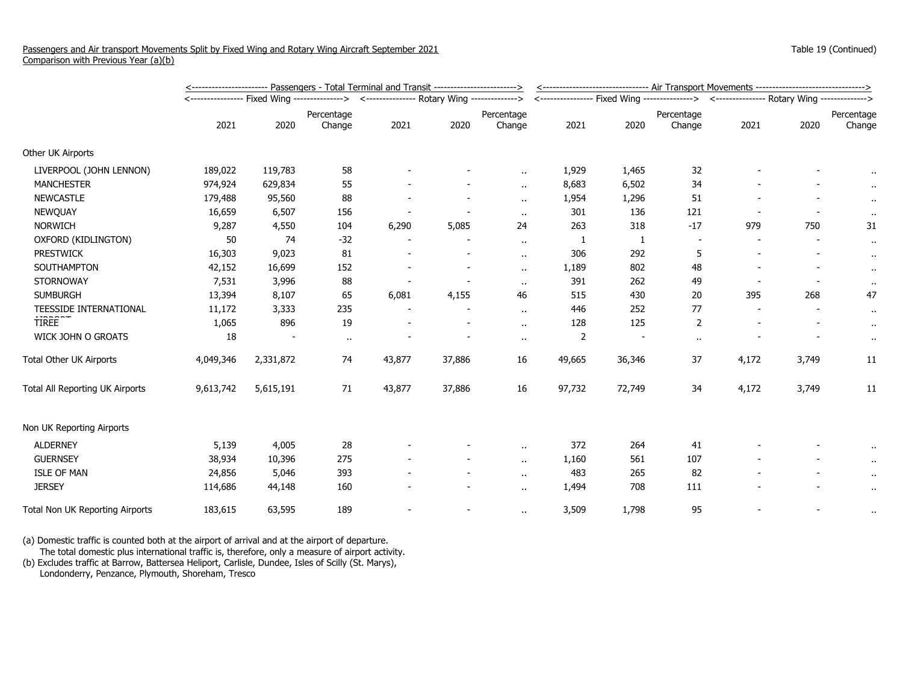Passengers and Air transport Movements Split by Fixed Wing and Rotary Wing Aircraft September 2021
Comparison with Previous Year (a)(b)

Table 19 (Continued)

| | Passengers - Total Terminal and Transit | | | | | | Air Transport Movements | | | | | |
|---|---|---|---|---|---|---|---|---|---|---|---|---|
| | Fixed Wing | | | Rotary Wing | | | Fixed Wing | | | Rotary Wing | | |
| | 2021 | 2020 | Percentage Change | 2021 | 2020 | Percentage Change | 2021 | 2020 | Percentage Change | 2021 | 2020 | Percentage Change |
| **Other UK Airports** | | | | | | | | | | | | |
| LIVERPOOL (JOHN LENNON) | 189,022 | 119,783 | 58 | - | - | .. | 1,929 | 1,465 | 32 | - | - | .. |
| MANCHESTER | 974,924 | 629,834 | 55 | - | - | .. | 8,683 | 6,502 | 34 | - | - | .. |
| NEWCASTLE | 179,488 | 95,560 | 88 | - | - | .. | 1,954 | 1,296 | 51 | - | - | .. |
| NEWQUAY | 16,659 | 6,507 | 156 | - | - | .. | 301 | 136 | 121 | - | - | .. |
| NORWICH | 9,287 | 4,550 | 104 | 6,290 | 5,085 | 24 | 263 | 318 | -17 | 979 | 750 | 31 |
| OXFORD (KIDLINGTON) | 50 | 74 | -32 | - | - | .. | 1 | 1 | - | - | - | .. |
| PRESTWICK | 16,303 | 9,023 | 81 | - | - | .. | 306 | 292 | 5 | - | - | .. |
| SOUTHAMPTON | 42,152 | 16,699 | 152 | - | - | .. | 1,189 | 802 | 48 | - | - | .. |
| STORNOWAY | 7,531 | 3,996 | 88 | - | - | .. | 391 | 262 | 49 | - | - | .. |
| SUMBURGH | 13,394 | 8,107 | 65 | 6,081 | 4,155 | 46 | 515 | 430 | 20 | 395 | 268 | 47 |
| TEESSIDE INTERNATIONAL AIRPORT | 11,172 | 3,333 | 235 | - | - | .. | 446 | 252 | 77 | - | - | .. |
| TIREE | 1,065 | 896 | 19 | - | - | .. | 128 | 125 | 2 | - | - | .. |
| WICK JOHN O GROATS | 18 | - | .. | - | - | .. | 2 | - | .. | - | - | .. |
| **Total Other UK Airports** | 4,049,346 | 2,331,872 | 74 | 43,877 | 37,886 | 16 | 49,665 | 36,346 | 37 | 4,172 | 3,749 | 11 |
| **Total All Reporting UK Airports** | 9,613,742 | 5,615,191 | 71 | 43,877 | 37,886 | 16 | 97,732 | 72,749 | 34 | 4,172 | 3,749 | 11 |
| **Non UK Reporting Airports** | | | | | | | | | | | | |
| ALDERNEY | 5,139 | 4,005 | 28 | - | - | .. | 372 | 264 | 41 | - | - | .. |
| GUERNSEY | 38,934 | 10,396 | 275 | - | - | .. | 1,160 | 561 | 107 | - | - | .. |
| ISLE OF MAN | 24,856 | 5,046 | 393 | - | - | .. | 483 | 265 | 82 | - | - | .. |
| JERSEY | 114,686 | 44,148 | 160 | - | - | .. | 1,494 | 708 | 111 | - | - | .. |
| **Total Non UK Reporting Airports** | 183,615 | 63,595 | 189 | - | - | .. | 3,509 | 1,798 | 95 | - | - | .. |

(a) Domestic traffic is counted both at the airport of arrival and at the airport of departure.
The total domestic plus international traffic is, therefore, only a measure of airport activity.
(b) Excludes traffic at Barrow, Battersea Heliport, Carlisle, Dundee, Isles of Scilly (St. Marys), Londonderry, Penzance, Plymouth, Shoreham, Tresco